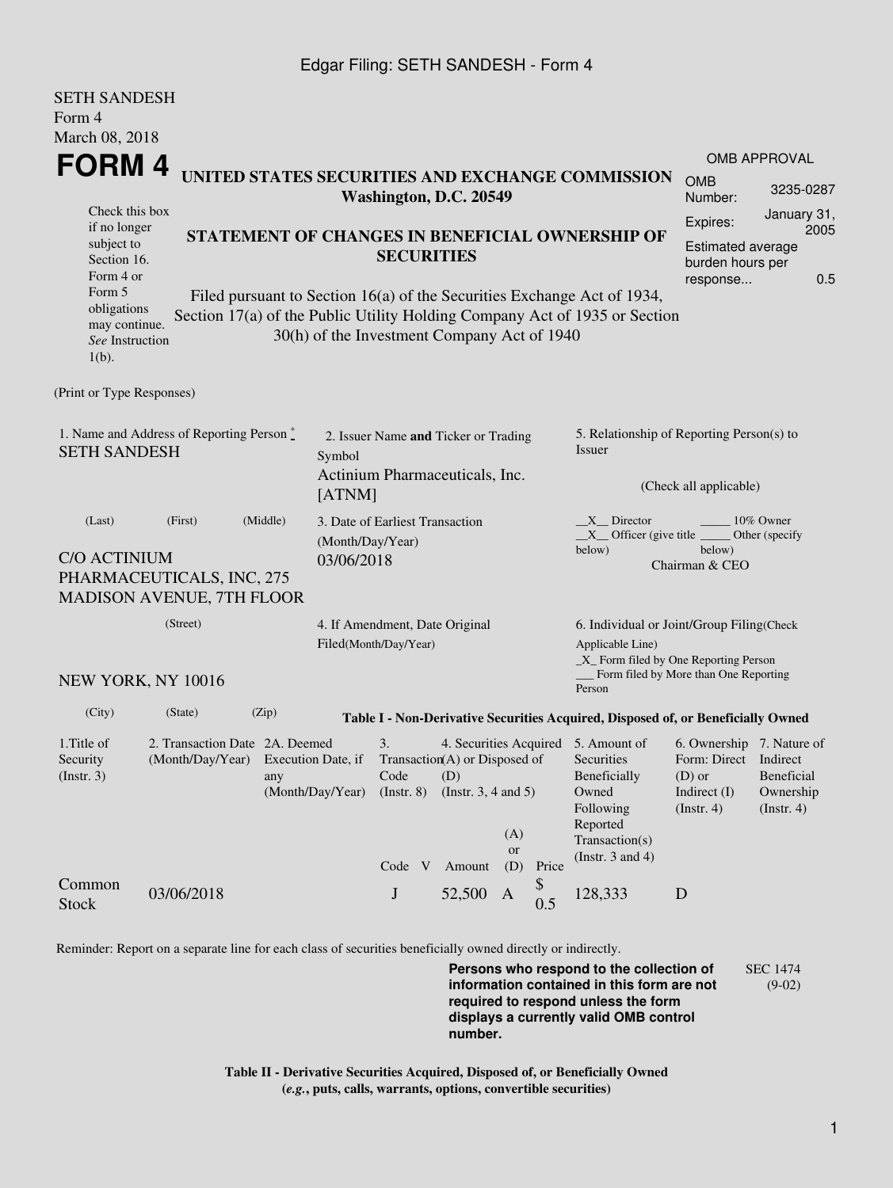Edgar Filing: SETH SANDESH - Form 4

SETH SANDESH
Form 4
March 08, 2018

# FORM 4

**UNITED STATES SECURITIES AND EXCHANGE COMMISSION**
**Washington, D.C. 20549**

Check this box if no longer subject to Section 16. Form 4 or Form 5 obligations may continue. *See* Instruction 1(b).

**STATEMENT OF CHANGES IN BENEFICIAL OWNERSHIP OF SECURITIES**

Filed pursuant to Section 16(a) of the Securities Exchange Act of 1934, Section 17(a) of the Public Utility Holding Company Act of 1935 or Section 30(h) of the Investment Company Act of 1940

| OMB APPROVAL | |
|---|---|
| OMB Number: | 3235-0287 |
| Expires: | January 31, 2005 |
| Estimated average burden hours per response... | 0.5 |

(Print or Type Responses)

1. Name and Address of Reporting Person *
SETH SANDESH

(Last) (First) (Middle)

C/O ACTINIUM PHARMACEUTICALS, INC, 275 MADISON AVENUE, 7TH FLOOR

(Street)

NEW YORK, NY 10016

(City) (State) (Zip)

2. Issuer Name **and** Ticker or Trading Symbol
Actinium Pharmaceuticals, Inc. [ATNM]

3. Date of Earliest Transaction (Month/Day/Year)
03/06/2018

4. If Amendment, Date Original Filed(Month/Day/Year)

5. Relationship of Reporting Person(s) to Issuer

(Check all applicable)

\_\_X\_\_ Director \_\_\_\_\_ 10% Owner
\_\_X\_\_ Officer (give title below) \_\_\_\_\_ Other (specify below)
Chairman & CEO

6. Individual or Joint/Group Filing(Check Applicable Line)
\_X\_ Form filed by One Reporting Person
\_\_\_ Form filed by More than One Reporting Person

**Table I - Non-Derivative Securities Acquired, Disposed of, or Beneficially Owned**

| 1.Title of Security (Instr. 3) | 2. Transaction Date (Month/Day/Year) | 2A. Deemed Execution Date, if any (Month/Day/Year) | 3. Transaction Code (Instr. 8) | | 4. Securities Acquired (A) or Disposed of (D) (Instr. 3, 4 and 5) | | | 5. Amount of Securities Beneficially Owned Following Reported Transaction(s) (Instr. 3 and 4) | 6. Ownership Form: Direct (D) or Indirect (I) (Instr. 4) | 7. Nature of Indirect Beneficial Ownership (Instr. 4) |
|---|---|---|---|---|---|---|---|---|---|---|
| | | | Code | V | Amount | (A) or (D) | Price | | | |
| Common Stock | 03/06/2018 | | J | | 52,500 | A | $ 0.5 | 128,333 | D | |

Reminder: Report on a separate line for each class of securities beneficially owned directly or indirectly.

**Persons who respond to the collection of information contained in this form are not required to respond unless the form displays a currently valid OMB control number.**

SEC 1474 (9-02)

**Table II - Derivative Securities Acquired, Disposed of, or Beneficially Owned**
**(*e.g.*, puts, calls, warrants, options, convertible securities)**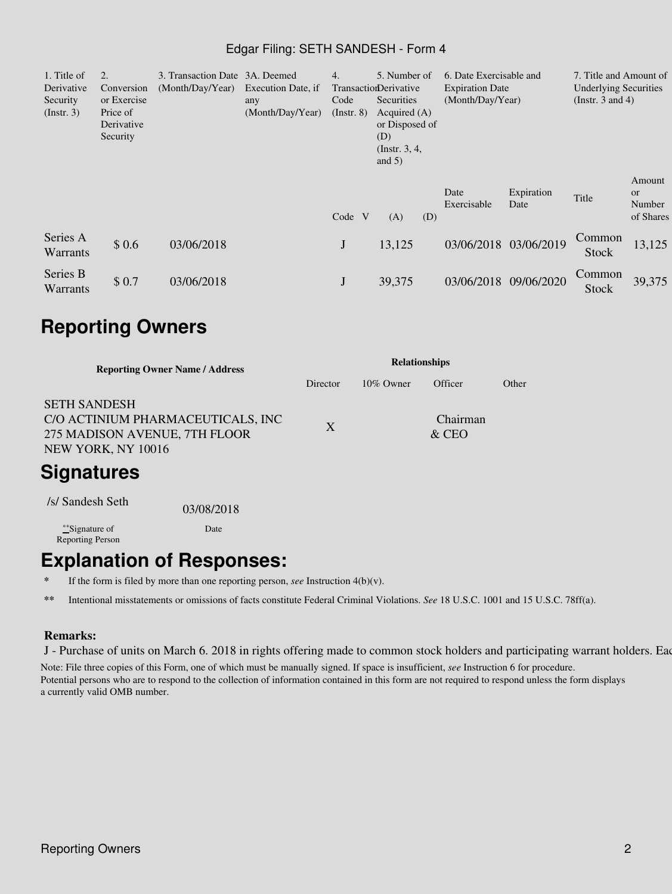| 1. Title of Derivative Security (Instr. 3) | 2. Conversion or Exercise Price of Derivative Security | 3. Transaction Date (Month/Day/Year) | 3A. Deemed Execution Date, if any (Month/Day/Year) | 4. Transaction Code (Instr. 8) | | 5. Number of Derivative Securities Acquired (A) or Disposed of (D) (Instr. 3, 4, and 5) | | 6. Date Exercisable and Expiration Date (Month/Day/Year) | | 7. Title and Amount of Underlying Securities (Instr. 3 and 4) | |
|---|---|---|---|---|---|---|---|---|---|---|---|
| | | | | Code | V | (A) | (D) | Date Exercisable | Expiration Date | Title | Amount or Number of Shares |
| Series A Warrants | $ 0.6 | 03/06/2018 | | J | | 13,125 | | 03/06/2018 | 03/06/2019 | Common Stock | 13,125 |
| Series B Warrants | $ 0.7 | 03/06/2018 | | J | | 39,375 | | 03/06/2018 | 09/06/2020 | Common Stock | 39,375 |

# Reporting Owners

| Reporting Owner Name / Address | Relationships | | | |
|---|---|---|---|---|
| | Director | 10% Owner | Officer | Other |
| SETH SANDESH<br>C/O ACTINIUM PHARMACEUTICALS, INC<br>275 MADISON AVENUE, 7TH FLOOR<br>NEW YORK, NY 10016 | X | | Chairman & CEO | |

# Signatures

| /s/ Sandesh Seth | 03/08/2018 |
|---|---|
| **Signature of Reporting Person | Date |

# Explanation of Responses:

\* If the form is filed by more than one reporting person, *see* Instruction 4(b)(v).

\*\* Intentional misstatements or omissions of facts constitute Federal Criminal Violations. *See* 18 U.S.C. 1001 and 15 U.S.C. 78ff(a).

**Remarks:**

J - Purchase of units on March 6. 2018 in rights offering made to common stock holders and participating warrant holders. Eac

Note: File three copies of this Form, one of which must be manually signed. If space is insufficient, *see* Instruction 6 for procedure.
Potential persons who are to respond to the collection of information contained in this form are not required to respond unless the form displays a currently valid OMB number.